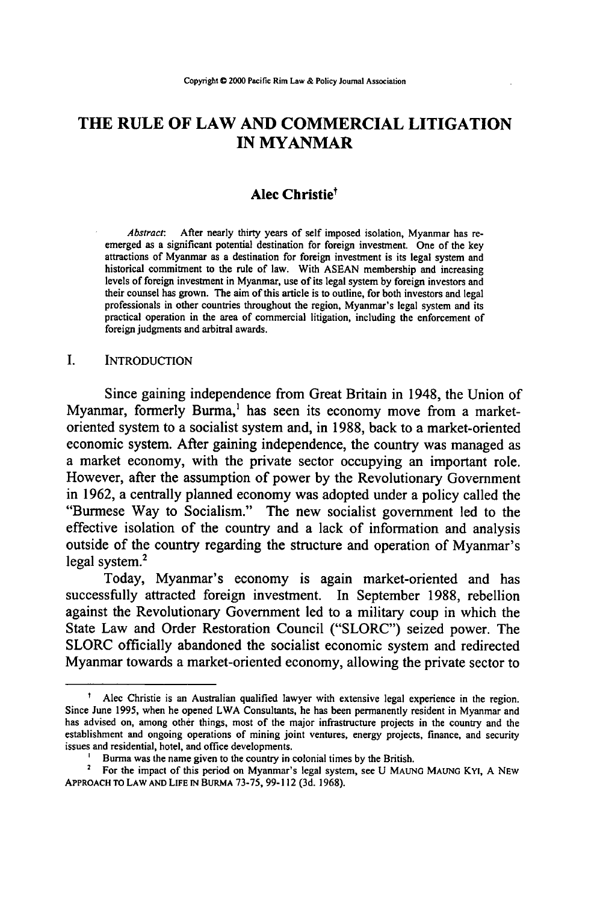Copyright © 2000 Pacific Rim Law & Policy Journal Association

# THE RULE OF LAW AND COMMERCIAL LITIGATION IN MYANMAR

## Alec Christie[†]

*Abstract*: After nearly thirty years of self imposed isolation, Myanmar has re-emerged as a significant potential destination for foreign investment. One of the key attractions of Myanmar as a destination for foreign investment is its legal system and historical commitment to the rule of law. With ASEAN membership and increasing levels of foreign investment in Myanmar, use of its legal system by foreign investors and their counsel has grown. The aim of this article is to outline, for both investors and legal professionals in other countries throughout the region, Myanmar's legal system and its practical operation in the area of commercial litigation, including the enforcement of foreign judgments and arbitral awards.

## I. INTRODUCTION

Since gaining independence from Great Britain in 1948, the Union of Myanmar, formerly Burma,[1] has seen its economy move from a market-oriented system to a socialist system and, in 1988, back to a market-oriented economic system. After gaining independence, the country was managed as a market economy, with the private sector occupying an important role. However, after the assumption of power by the Revolutionary Government in 1962, a centrally planned economy was adopted under a policy called the "Burmese Way to Socialism." The new socialist government led to the effective isolation of the country and a lack of information and analysis outside of the country regarding the structure and operation of Myanmar's legal system.[2]

Today, Myanmar's economy is again market-oriented and has successfully attracted foreign investment. In September 1988, rebellion against the Revolutionary Government led to a military coup in which the State Law and Order Restoration Council ("SLORC") seized power. The SLORC officially abandoned the socialist economic system and redirected Myanmar towards a market-oriented economy, allowing the private sector to

---

[†] Alec Christie is an Australian qualified lawyer with extensive legal experience in the region. Since June 1995, when he opened LWA Consultants, he has been permanently resident in Myanmar and has advised on, among other things, most of the major infrastructure projects in the country and the establishment and ongoing operations of mining joint ventures, energy projects, finance, and security issues and residential, hotel, and office developments.

[1] Burma was the name given to the country in colonial times by the British.

[2] For the impact of this period on Myanmar's legal system, see U MAUNG MAUNG KYI, A NEW APPROACH TO LAW AND LIFE IN BURMA 73-75, 99-112 (3d. 1968).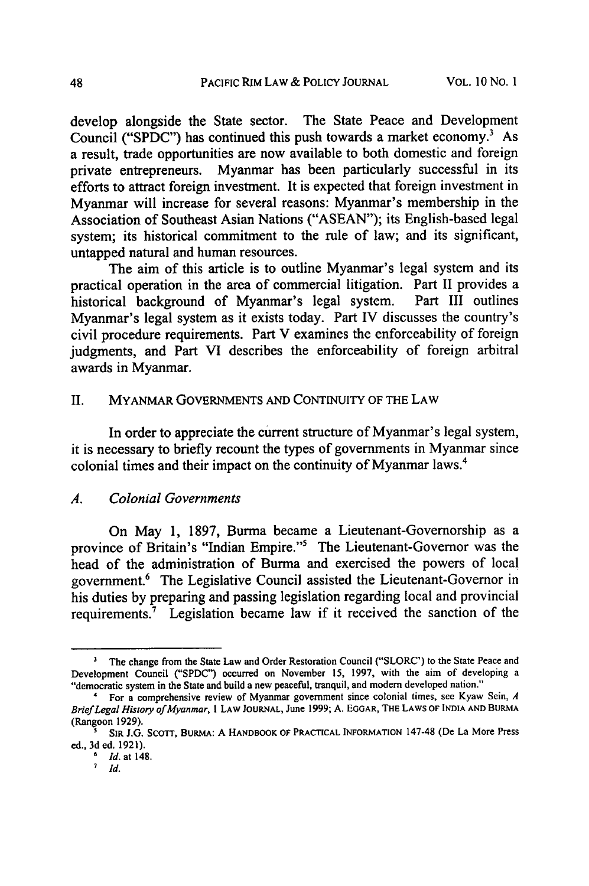develop alongside the State sector. The State Peace and Development Council ("SPDC") has continued this push towards a market economy.[3] As a result, trade opportunities are now available to both domestic and foreign private entrepreneurs. Myanmar has been particularly successful in its efforts to attract foreign investment. It is expected that foreign investment in Myanmar will increase for several reasons: Myanmar's membership in the Association of Southeast Asian Nations ("ASEAN"); its English-based legal system; its historical commitment to the rule of law; and its significant, untapped natural and human resources.

The aim of this article is to outline Myanmar's legal system and its practical operation in the area of commercial litigation. Part II provides a historical background of Myanmar's legal system. Part III outlines Myanmar's legal system as it exists today. Part IV discusses the country's civil procedure requirements. Part V examines the enforceability of foreign judgments, and Part VI describes the enforceability of foreign arbitral awards in Myanmar.

## II. MYANMAR GOVERNMENTS AND CONTINUITY OF THE LAW

In order to appreciate the current structure of Myanmar's legal system, it is necessary to briefly recount the types of governments in Myanmar since colonial times and their impact on the continuity of Myanmar laws.[4]

### A. *Colonial Governments*

On May 1, 1897, Burma became a Lieutenant-Governorship as a province of Britain's "Indian Empire."[5] The Lieutenant-Governor was the head of the administration of Burma and exercised the powers of local government.[6] The Legislative Council assisted the Lieutenant-Governor in his duties by preparing and passing legislation regarding local and provincial requirements.[7] Legislation became law if it received the sanction of the

---

[3] The change from the State Law and Order Restoration Council ("SLORC") to the State Peace and Development Council ("SPDC") occurred on November 15, 1997, with the aim of developing a "democratic system in the State and build a new peaceful, tranquil, and modern developed nation."

[4] For a comprehensive review of Myanmar government since colonial times, see Kyaw Sein, *A Brief Legal History of Myanmar*, 1 LAW JOURNAL, June 1999; A. EGGAR, THE LAWS OF INDIA AND BURMA (Rangoon 1929).

[5] SIR J.G. SCOTT, BURMA: A HANDBOOK OF PRACTICAL INFORMATION 147-48 (De La More Press ed., 3d ed. 1921).

[6] *Id.* at 148.

[7] *Id.*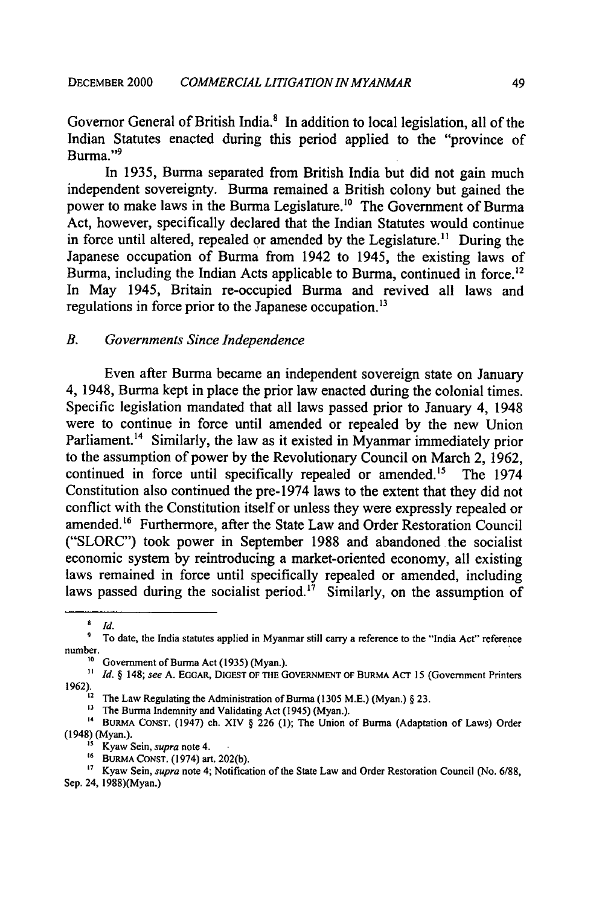Governor General of British India.[8] In addition to local legislation, all of the Indian Statutes enacted during this period applied to the "province of Burma."[9]

In 1935, Burma separated from British India but did not gain much independent sovereignty. Burma remained a British colony but gained the power to make laws in the Burma Legislature.[10] The Government of Burma Act, however, specifically declared that the Indian Statutes would continue in force until altered, repealed or amended by the Legislature.[11] During the Japanese occupation of Burma from 1942 to 1945, the existing laws of Burma, including the Indian Acts applicable to Burma, continued in force.[12] In May 1945, Britain re-occupied Burma and revived all laws and regulations in force prior to the Japanese occupation.[13]

### *B. Governments Since Independence*

Even after Burma became an independent sovereign state on January 4, 1948, Burma kept in place the prior law enacted during the colonial times. Specific legislation mandated that all laws passed prior to January 4, 1948 were to continue in force until amended or repealed by the new Union Parliament.[14] Similarly, the law as it existed in Myanmar immediately prior to the assumption of power by the Revolutionary Council on March 2, 1962, continued in force until specifically repealed or amended.[15] The 1974 Constitution also continued the pre-1974 laws to the extent that they did not conflict with the Constitution itself or unless they were expressly repealed or amended.[16] Furthermore, after the State Law and Order Restoration Council ("SLORC") took power in September 1988 and abandoned the socialist economic system by reintroducing a market-oriented economy, all existing laws remained in force until specifically repealed or amended, including laws passed during the socialist period.[17] Similarly, on the assumption of

---

[8] *Id.*

[9] To date, the India statutes applied in Myanmar still carry a reference to the "India Act" reference number.

[10] Government of Burma Act (1935) (Myan.).

[11] *Id.* § 148; *see* A. EGGAR, DIGEST OF THE GOVERNMENT OF BURMA ACT 15 (Government Printers 1962).

[12] The Law Regulating the Administration of Burma (1305 M.E.) (Myan.) § 23.

[13] The Burma Indemnity and Validating Act (1945) (Myan.).

[14] BURMA CONST. (1947) ch. XIV § 226 (1); The Union of Burma (Adaptation of Laws) Order (1948) (Myan.).

[15] Kyaw Sein, *supra* note 4.

[16] BURMA CONST. (1974) art. 202(b).

[17] Kyaw Sein, *supra* note 4; Notification of the State Law and Order Restoration Council (No. 6/88, Sep. 24, 1988)(Myan.)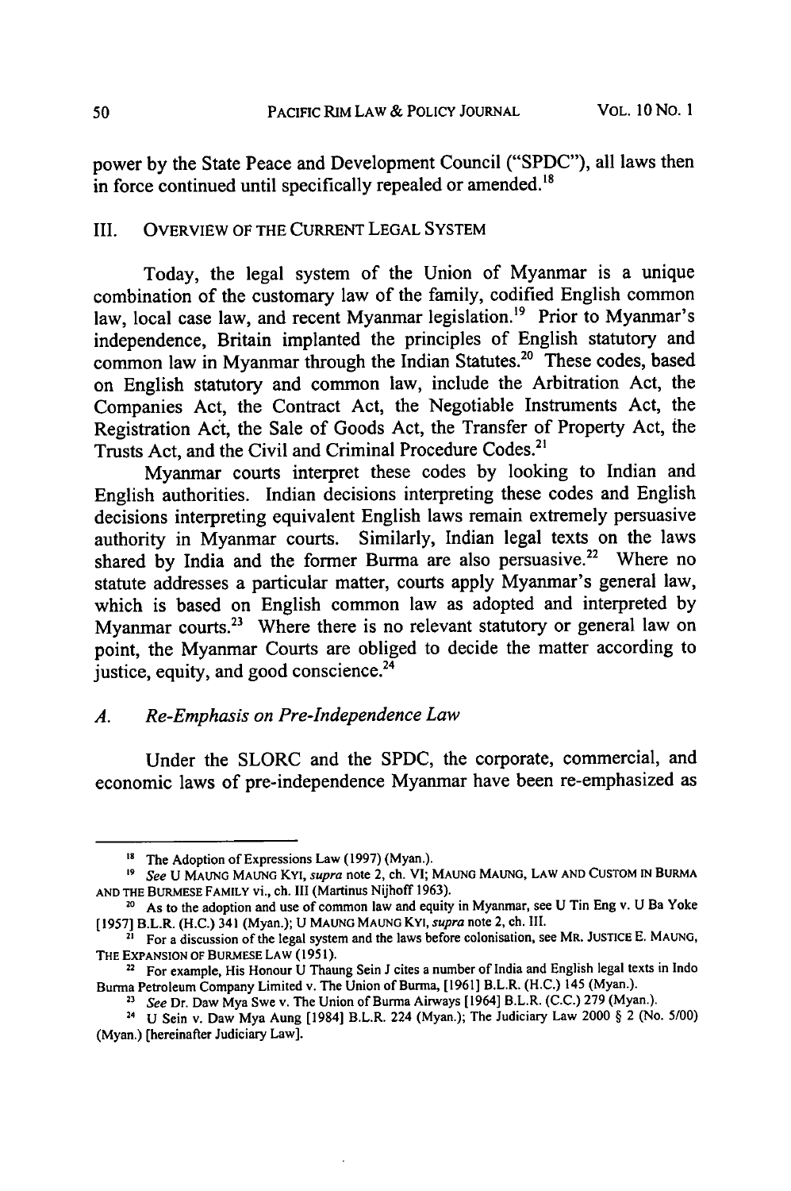power by the State Peace and Development Council ("SPDC"), all laws then in force continued until specifically repealed or amended.[18]

## III. OVERVIEW OF THE CURRENT LEGAL SYSTEM

Today, the legal system of the Union of Myanmar is a unique combination of the customary law of the family, codified English common law, local case law, and recent Myanmar legislation.[19] Prior to Myanmar's independence, Britain implanted the principles of English statutory and common law in Myanmar through the Indian Statutes.[20] These codes, based on English statutory and common law, include the Arbitration Act, the Companies Act, the Contract Act, the Negotiable Instruments Act, the Registration Act, the Sale of Goods Act, the Transfer of Property Act, the Trusts Act, and the Civil and Criminal Procedure Codes.[21]

Myanmar courts interpret these codes by looking to Indian and English authorities. Indian decisions interpreting these codes and English decisions interpreting equivalent English laws remain extremely persuasive authority in Myanmar courts. Similarly, Indian legal texts on the laws shared by India and the former Burma are also persuasive.[22] Where no statute addresses a particular matter, courts apply Myanmar's general law, which is based on English common law as adopted and interpreted by Myanmar courts.[23] Where there is no relevant statutory or general law on point, the Myanmar Courts are obliged to decide the matter according to justice, equity, and good conscience.[24]

### A. *Re-Emphasis on Pre-Independence Law*

Under the SLORC and the SPDC, the corporate, commercial, and economic laws of pre-independence Myanmar have been re-emphasized as

---

[18] The Adoption of Expressions Law (1997) (Myan.).

[19] *See* U MAUNG MAUNG KYI, *supra* note 2, ch. VI; MAUNG MAUNG, LAW AND CUSTOM IN BURMA AND THE BURMESE FAMILY vi., ch. III (Martinus Nijhoff 1963).

[20] As to the adoption and use of common law and equity in Myanmar, see U Tin Eng v. U Ba Yoke [1957] B.L.R. (H.C.) 341 (Myan.); U MAUNG MAUNG KYI, *supra* note 2, ch. III.

[21] For a discussion of the legal system and the laws before colonisation, see MR. JUSTICE E. MAUNG, THE EXPANSION OF BURMESE LAW (1951).

[22] For example, His Honour U Thaung Sein J cites a number of India and English legal texts in Indo Burma Petroleum Company Limited v. The Union of Burma, [1961] B.L.R. (H.C.) 145 (Myan.).

[23] *See* Dr. Daw Mya Swe v. The Union of Burma Airways [1964] B.L.R. (C.C.) 279 (Myan.).

[24] U Sein v. Daw Mya Aung [1984] B.L.R. 224 (Myan.); The Judiciary Law 2000 § 2 (No. 5/00) (Myan.) [hereinafter Judiciary Law].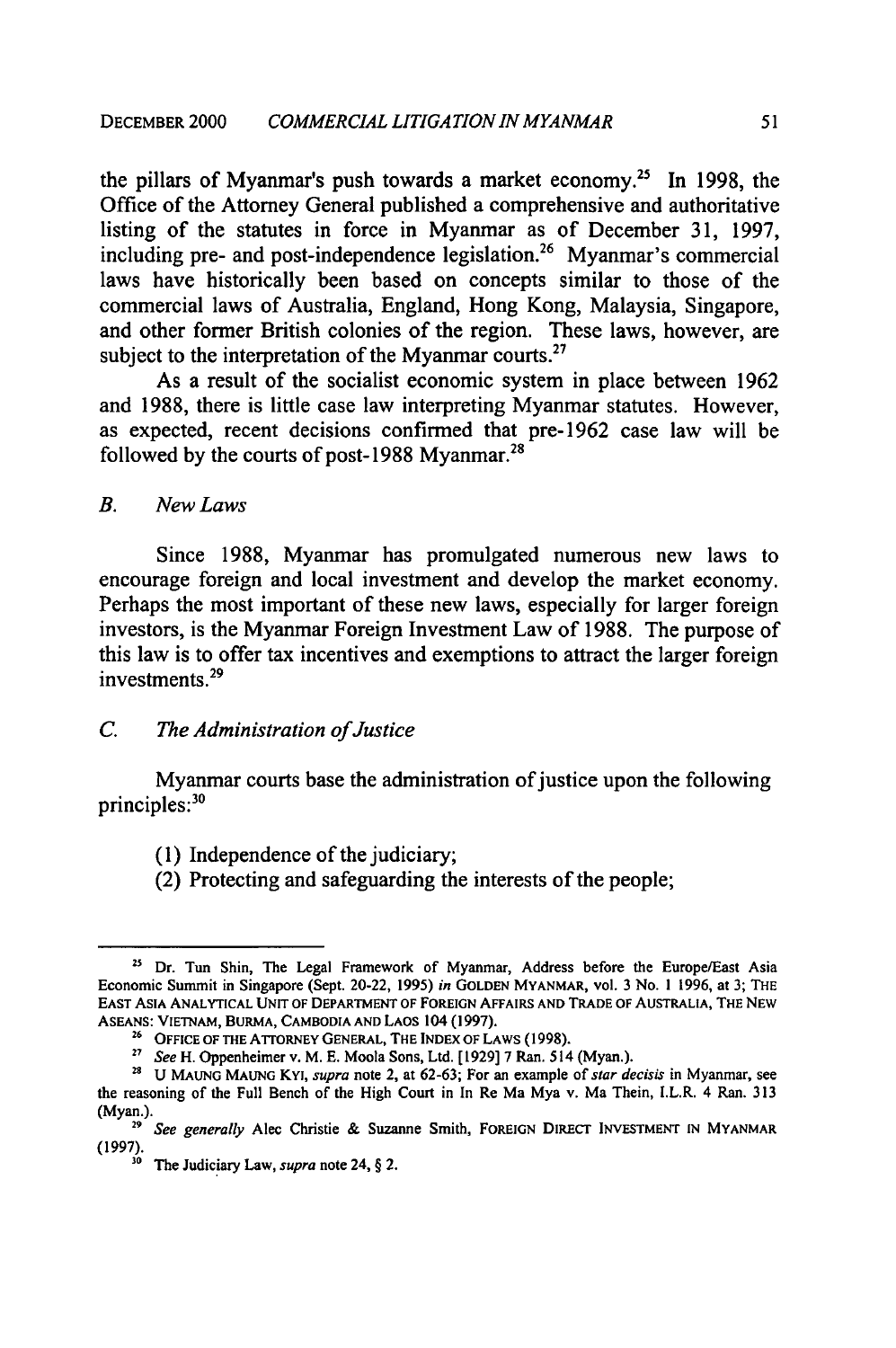the pillars of Myanmar's push towards a market economy.[25] In 1998, the Office of the Attorney General published a comprehensive and authoritative listing of the statutes in force in Myanmar as of December 31, 1997, including pre- and post-independence legislation.[26] Myanmar's commercial laws have historically been based on concepts similar to those of the commercial laws of Australia, England, Hong Kong, Malaysia, Singapore, and other former British colonies of the region. These laws, however, are subject to the interpretation of the Myanmar courts.[27]

As a result of the socialist economic system in place between 1962 and 1988, there is little case law interpreting Myanmar statutes. However, as expected, recent decisions confirmed that pre-1962 case law will be followed by the courts of post-1988 Myanmar.[28]

### B. *New Laws*

Since 1988, Myanmar has promulgated numerous new laws to encourage foreign and local investment and develop the market economy. Perhaps the most important of these new laws, especially for larger foreign investors, is the Myanmar Foreign Investment Law of 1988. The purpose of this law is to offer tax incentives and exemptions to attract the larger foreign investments.[29]

### C. *The Administration of Justice*

Myanmar courts base the administration of justice upon the following principles:[30]

(1) Independence of the judiciary;
(2) Protecting and safeguarding the interests of the people;

---

[25] Dr. Tun Shin, The Legal Framework of Myanmar, Address before the Europe/East Asia Economic Summit in Singapore (Sept. 20-22, 1995) *in* GOLDEN MYANMAR, vol. 3 No. 1 1996, at 3; THE EAST ASIA ANALYTICAL UNIT OF DEPARTMENT OF FOREIGN AFFAIRS AND TRADE OF AUSTRALIA, THE NEW ASEANS: VIETNAM, BURMA, CAMBODIA AND LAOS 104 (1997).

[26] OFFICE OF THE ATTORNEY GENERAL, THE INDEX OF LAWS (1998).

[27] *See* H. Oppenheimer v. M. E. Moola Sons, Ltd. [1929] 7 Ran. 514 (Myan.).

[28] U MAUNG MAUNG KYI, *supra* note 2, at 62-63; For an example of *star decisis* in Myanmar, see the reasoning of the Full Bench of the High Court in In Re Ma Mya v. Ma Thein, I.L.R. 4 Ran. 313 (Myan.).

[29] *See generally* Alec Christie & Suzanne Smith, FOREIGN DIRECT INVESTMENT IN MYANMAR (1997).

[30] The Judiciary Law, *supra* note 24, § 2.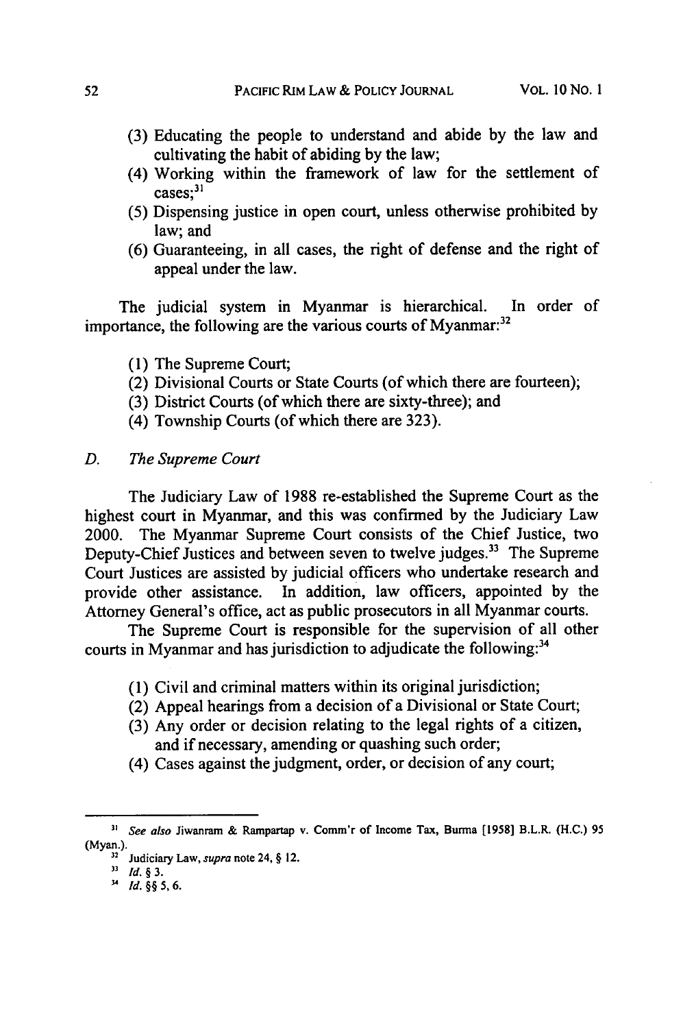(3) Educating the people to understand and abide by the law and cultivating the habit of abiding by the law;
(4) Working within the framework of law for the settlement of cases;[31]
(5) Dispensing justice in open court, unless otherwise prohibited by law; and
(6) Guaranteeing, in all cases, the right of defense and the right of appeal under the law.

The judicial system in Myanmar is hierarchical. In order of importance, the following are the various courts of Myanmar:[32]

(1) The Supreme Court;
(2) Divisional Courts or State Courts (of which there are fourteen);
(3) District Courts (of which there are sixty-three); and
(4) Township Courts (of which there are 323).

### D. *The Supreme Court*

The Judiciary Law of 1988 re-established the Supreme Court as the highest court in Myanmar, and this was confirmed by the Judiciary Law 2000. The Myanmar Supreme Court consists of the Chief Justice, two Deputy-Chief Justices and between seven to twelve judges.[33] The Supreme Court Justices are assisted by judicial officers who undertake research and provide other assistance. In addition, law officers, appointed by the Attorney General's office, act as public prosecutors in all Myanmar courts.

The Supreme Court is responsible for the supervision of all other courts in Myanmar and has jurisdiction to adjudicate the following:[34]

(1) Civil and criminal matters within its original jurisdiction;
(2) Appeal hearings from a decision of a Divisional or State Court;
(3) Any order or decision relating to the legal rights of a citizen, and if necessary, amending or quashing such order;
(4) Cases against the judgment, order, or decision of any court;

---

[31] *See also* Jiwanram & Rampartap v. Comm'r of Income Tax, Burma [1958] B.L.R. (H.C.) 95 (Myan.).

[32] Judiciary Law, *supra* note 24, § 12.

[33] *Id.* § 3.

[34] *Id.* §§ 5, 6.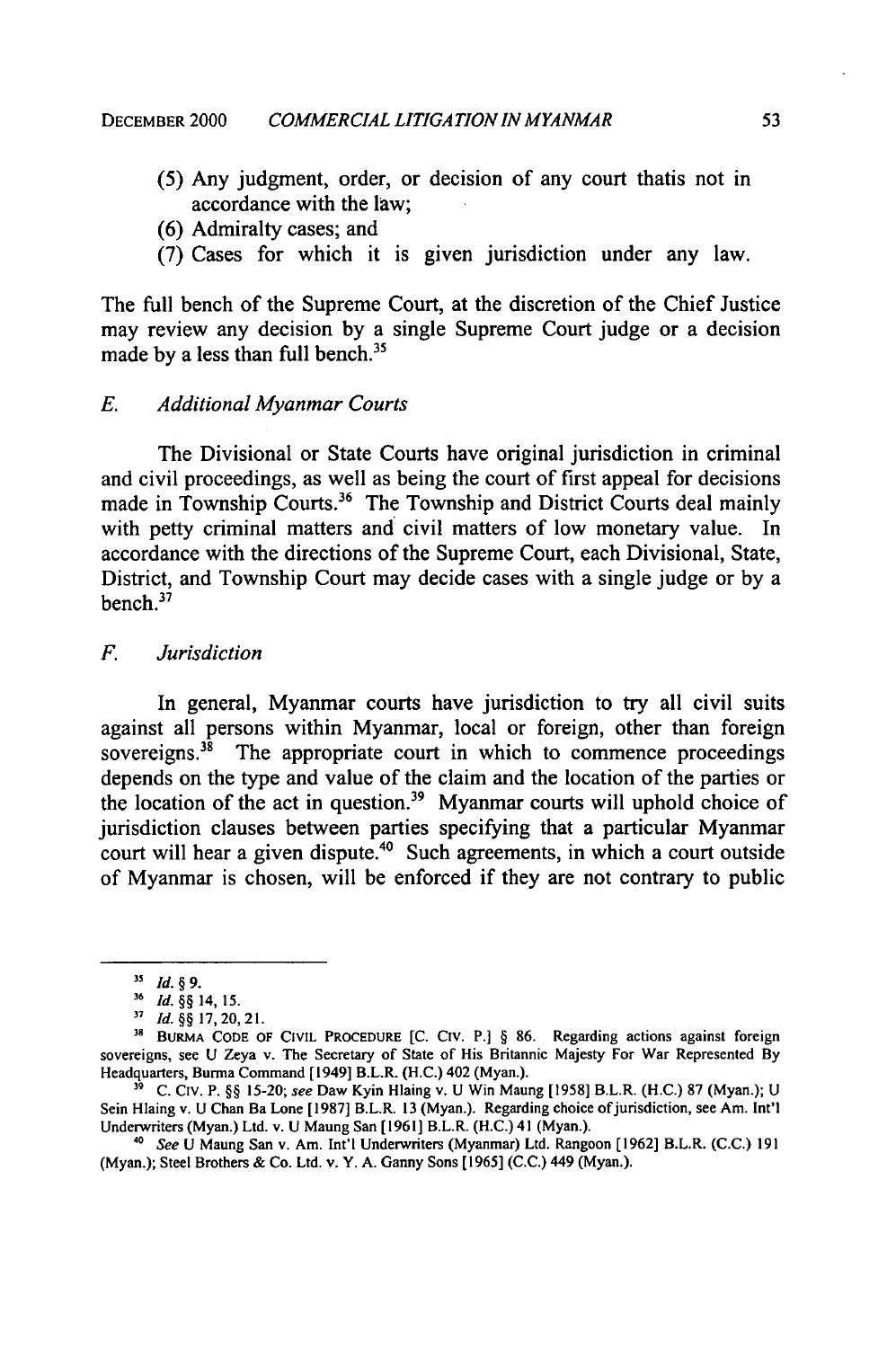(5) Any judgment, order, or decision of any court thatis not in accordance with the law;
(6) Admiralty cases; and
(7) Cases for which it is given jurisdiction under any law.

The full bench of the Supreme Court, at the discretion of the Chief Justice may review any decision by a single Supreme Court judge or a decision made by a less than full bench.[35]

### *E. Additional Myanmar Courts*

The Divisional or State Courts have original jurisdiction in criminal and civil proceedings, as well as being the court of first appeal for decisions made in Township Courts.[36] The Township and District Courts deal mainly with petty criminal matters and civil matters of low monetary value. In accordance with the directions of the Supreme Court, each Divisional, State, District, and Township Court may decide cases with a single judge or by a bench.[37]

### *F. Jurisdiction*

In general, Myanmar courts have jurisdiction to try all civil suits against all persons within Myanmar, local or foreign, other than foreign sovereigns.[38] The appropriate court in which to commence proceedings depends on the type and value of the claim and the location of the parties or the location of the act in question.[39] Myanmar courts will uphold choice of jurisdiction clauses between parties specifying that a particular Myanmar court will hear a given dispute.[40] Such agreements, in which a court outside of Myanmar is chosen, will be enforced if they are not contrary to public

---

[35] *Id.* § 9.

[36] *Id.* §§ 14, 15.

[37] *Id.* §§ 17, 20, 21.

[38] BURMA CODE OF CIVIL PROCEDURE [C. CIV. P.] § 86. Regarding actions against foreign sovereigns, see U Zeya v. The Secretary of State of His Britannic Majesty For War Represented By Headquarters, Burma Command [1949] B.L.R. (H.C.) 402 (Myan.).

[39] C. CIV. P. §§ 15-20; *see* Daw Kyin Hlaing v. U Win Maung [1958] B.L.R. (H.C.) 87 (Myan.); U Sein Hlaing v. U Chan Ba Lone [1987] B.L.R. 13 (Myan.). Regarding choice of jurisdiction, see Am. Int'l Underwriters (Myan.) Ltd. v. U Maung San [1961] B.L.R. (H.C.) 41 (Myan.).

[40] *See* U Maung San v. Am. Int'l Underwriters (Myanmar) Ltd. Rangoon [1962] B.L.R. (C.C.) 191 (Myan.); Steel Brothers & Co. Ltd. v. Y. A. Ganny Sons [1965] (C.C.) 449 (Myan.).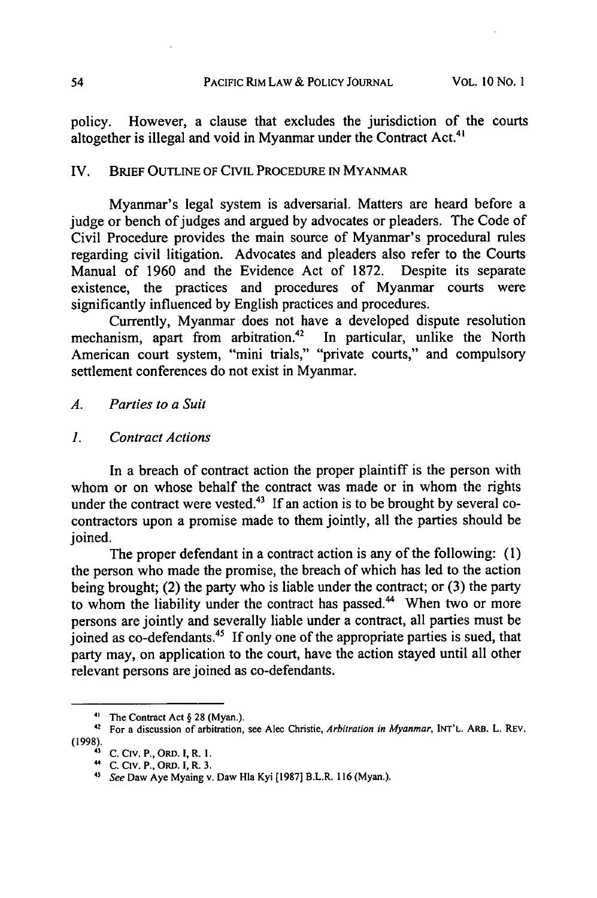policy. However, a clause that excludes the jurisdiction of the courts altogether is illegal and void in Myanmar under the Contract Act.[41]

## IV. Brief Outline of Civil Procedure in Myanmar

Myanmar's legal system is adversarial. Matters are heard before a judge or bench of judges and argued by advocates or pleaders. The Code of Civil Procedure provides the main source of Myanmar's procedural rules regarding civil litigation. Advocates and pleaders also refer to the Courts Manual of 1960 and the Evidence Act of 1872. Despite its separate existence, the practices and procedures of Myanmar courts were significantly influenced by English practices and procedures.

Currently, Myanmar does not have a developed dispute resolution mechanism, apart from arbitration.[42] In particular, unlike the North American court system, "mini trials," "private courts," and compulsory settlement conferences do not exist in Myanmar.

### A. *Parties to a Suit*

#### 1. *Contract Actions*

In a breach of contract action the proper plaintiff is the person with whom or on whose behalf the contract was made or in whom the rights under the contract were vested.[43] If an action is to be brought by several co-contractors upon a promise made to them jointly, all the parties should be joined.

The proper defendant in a contract action is any of the following: (1) the person who made the promise, the breach of which has led to the action being brought; (2) the party who is liable under the contract; or (3) the party to whom the liability under the contract has passed.[44] When two or more persons are jointly and severally liable under a contract, all parties must be joined as co-defendants.[45] If only one of the appropriate parties is sued, that party may, on application to the court, have the action stayed until all other relevant persons are joined as co-defendants.

---

[41] The Contract Act § 28 (Myan.).

[42] For a discussion of arbitration, see Alec Christie, *Arbitration in Myanmar*, INT'L. ARB. L. REV. (1998).

[43] C. CIV. P., ORD. I, R. 1.

[44] C. CIV. P., ORD. I, R. 3.

[45] *See* Daw Aye Myaing v. Daw Hla Kyi [1987] B.L.R. 116 (Myan.).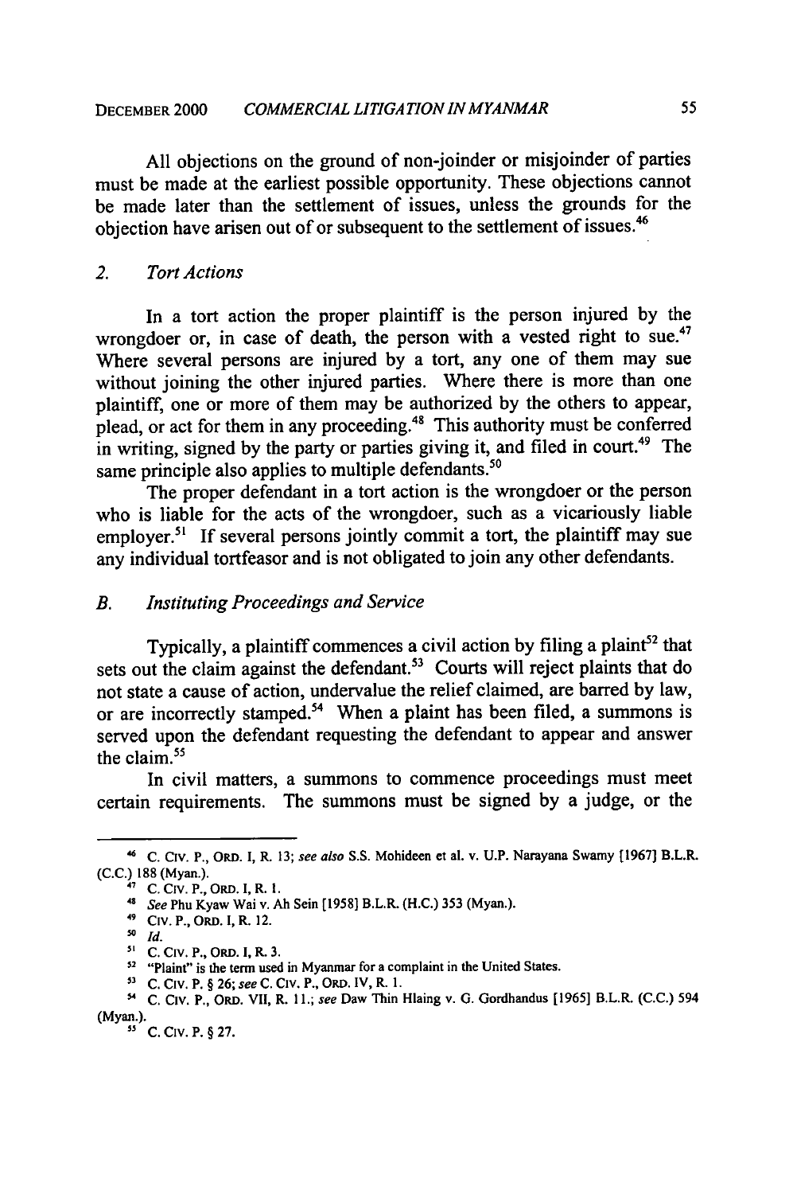All objections on the ground of non-joinder or misjoinder of parties must be made at the earliest possible opportunity. These objections cannot be made later than the settlement of issues, unless the grounds for the objection have arisen out of or subsequent to the settlement of issues.[46]

### 2. *Tort Actions*

In a tort action the proper plaintiff is the person injured by the wrongdoer or, in case of death, the person with a vested right to sue.[47] Where several persons are injured by a tort, any one of them may sue without joining the other injured parties. Where there is more than one plaintiff, one or more of them may be authorized by the others to appear, plead, or act for them in any proceeding.[48] This authority must be conferred in writing, signed by the party or parties giving it, and filed in court.[49] The same principle also applies to multiple defendants.[50]

The proper defendant in a tort action is the wrongdoer or the person who is liable for the acts of the wrongdoer, such as a vicariously liable employer.[51] If several persons jointly commit a tort, the plaintiff may sue any individual tortfeasor and is not obligated to join any other defendants.

## B. *Instituting Proceedings and Service*

Typically, a plaintiff commences a civil action by filing a plaint[52] that sets out the claim against the defendant.[53] Courts will reject plaints that do not state a cause of action, undervalue the relief claimed, are barred by law, or are incorrectly stamped.[54] When a plaint has been filed, a summons is served upon the defendant requesting the defendant to appear and answer the claim.[55]

In civil matters, a summons to commence proceedings must meet certain requirements. The summons must be signed by a judge, or the

---

[46] C. CIV. P., ORD. I, R. 13; *see also* S.S. Mohideen et al. v. U.P. Narayana Swamy [1967] B.L.R. (C.C.) 188 (Myan.).

[47] C. CIV. P., ORD. I, R. 1.

[48] *See* Phu Kyaw Wai v. Ah Sein [1958] B.L.R. (H.C.) 353 (Myan.).

[49] CIV. P., ORD. I, R. 12.

[50] *Id.*

[51] C. CIV. P., ORD. I, R. 3.

[52] "Plaint" is the term used in Myanmar for a complaint in the United States.

[53] C. CIV. P. § 26; *see* C. CIV. P., ORD. IV, R. 1.

[54] C. CIV. P., ORD. VII, R. 11.; *see* Daw Thin Hlaing v. G. Gordhandus [1965] B.L.R. (C.C.) 594 (Myan.).

[55] C. CIV. P. § 27.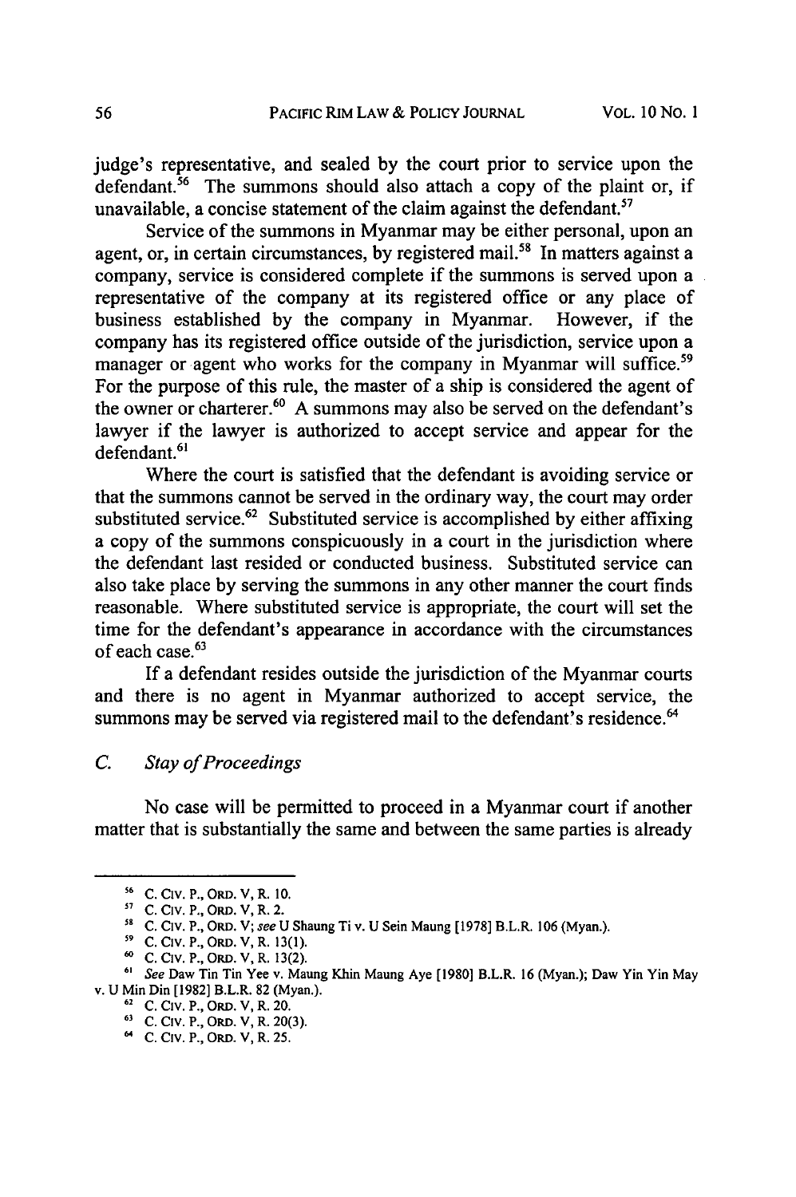judge's representative, and sealed by the court prior to service upon the defendant.[56] The summons should also attach a copy of the plaint or, if unavailable, a concise statement of the claim against the defendant.[57]

Service of the summons in Myanmar may be either personal, upon an agent, or, in certain circumstances, by registered mail.[58] In matters against a company, service is considered complete if the summons is served upon a representative of the company at its registered office or any place of business established by the company in Myanmar. However, if the company has its registered office outside of the jurisdiction, service upon a manager or agent who works for the company in Myanmar will suffice.[59] For the purpose of this rule, the master of a ship is considered the agent of the owner or charterer.[60] A summons may also be served on the defendant's lawyer if the lawyer is authorized to accept service and appear for the defendant.[61]

Where the court is satisfied that the defendant is avoiding service or that the summons cannot be served in the ordinary way, the court may order substituted service.[62] Substituted service is accomplished by either affixing a copy of the summons conspicuously in a court in the jurisdiction where the defendant last resided or conducted business. Substituted service can also take place by serving the summons in any other manner the court finds reasonable. Where substituted service is appropriate, the court will set the time for the defendant's appearance in accordance with the circumstances of each case.[63]

If a defendant resides outside the jurisdiction of the Myanmar courts and there is no agent in Myanmar authorized to accept service, the summons may be served via registered mail to the defendant's residence.[64]

### C. *Stay of Proceedings*

No case will be permitted to proceed in a Myanmar court if another matter that is substantially the same and between the same parties is already

---

[56] C. CIV. P., ORD. V, R. 10.

[57] C. CIV. P., ORD. V, R. 2.

[58] C. CIV. P., ORD. V; *see* U Shaung Ti v. U Sein Maung [1978] B.L.R. 106 (Myan.).

[59] C. CIV. P., ORD. V, R. 13(1).

[60] C. CIV. P., ORD. V, R. 13(2).

[61] *See* Daw Tin Tin Yee v. Maung Khin Maung Aye [1980] B.L.R. 16 (Myan.); Daw Yin Yin May v. U Min Din [1982] B.L.R. 82 (Myan.).

[62] C. CIV. P., ORD. V, R. 20.

[63] C. CIV. P., ORD. V, R. 20(3).

[64] C. CIV. P., ORD. V, R. 25.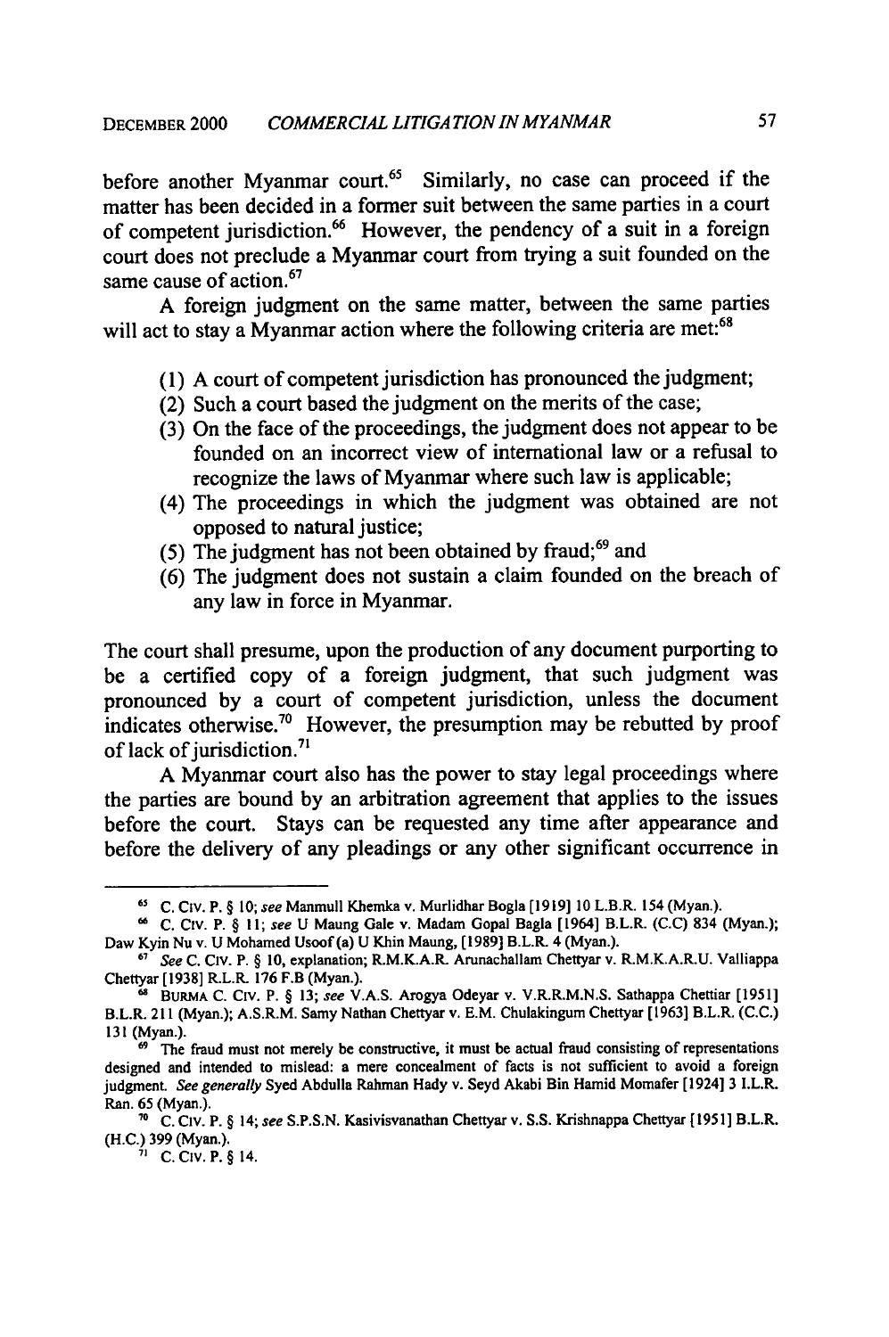before another Myanmar court.[65] Similarly, no case can proceed if the matter has been decided in a former suit between the same parties in a court of competent jurisdiction.[66] However, the pendency of a suit in a foreign court does not preclude a Myanmar court from trying a suit founded on the same cause of action.[67]

A foreign judgment on the same matter, between the same parties will act to stay a Myanmar action where the following criteria are met:[68]

(1) A court of competent jurisdiction has pronounced the judgment;
(2) Such a court based the judgment on the merits of the case;
(3) On the face of the proceedings, the judgment does not appear to be founded on an incorrect view of international law or a refusal to recognize the laws of Myanmar where such law is applicable;
(4) The proceedings in which the judgment was obtained are not opposed to natural justice;
(5) The judgment has not been obtained by fraud;[69] and
(6) The judgment does not sustain a claim founded on the breach of any law in force in Myanmar.

The court shall presume, upon the production of any document purporting to be a certified copy of a foreign judgment, that such judgment was pronounced by a court of competent jurisdiction, unless the document indicates otherwise.[70] However, the presumption may be rebutted by proof of lack of jurisdiction.[71]

A Myanmar court also has the power to stay legal proceedings where the parties are bound by an arbitration agreement that applies to the issues before the court. Stays can be requested any time after appearance and before the delivery of any pleadings or any other significant occurrence in

---

[65] C. CIV. P. § 10; *see* Manmull Khemka v. Murlidhar Bogla [1919] 10 L.B.R. 154 (Myan.).

[66] C. CIV. P. § 11; *see* U Maung Gale v. Madam Gopal Bagla [1964] B.L.R. (C.C) 834 (Myan.); Daw Kyin Nu v. U Mohamed Usoof (a) U Khin Maung, [1989] B.L.R. 4 (Myan.).

[67] *See* C. CIV. P. § 10, explanation; R.M.K.A.R. Arunachallam Chettyar v. R.M.K.A.R.U. Valliappa Chettyar [1938] R.L.R. 176 F.B (Myan.).

[68] BURMA C. CIV. P. § 13; *see* V.A.S. Arogya Odeyar v. V.R.R.M.N.S. Sathappa Chettiar [1951] B.L.R. 211 (Myan.); A.S.R.M. Samy Nathan Chettyar v. E.M. Chulakingum Chettyar [1963] B.L.R. (C.C.) 131 (Myan.).

[69] The fraud must not merely be constructive, it must be actual fraud consisting of representations designed and intended to mislead: a mere concealment of facts is not sufficient to avoid a foreign judgment. *See generally* Syed Abdulla Rahman Hady v. Seyd Akabi Bin Hamid Momafer [1924] 3 I.L.R. Ran. 65 (Myan.).

[70] C. CIV. P. § 14; *see* S.P.S.N. Kasivisvanathan Chettyar v. S.S. Krishnappa Chettyar [1951] B.L.R. (H.C.) 399 (Myan.).

[71] C. CIV. P. § 14.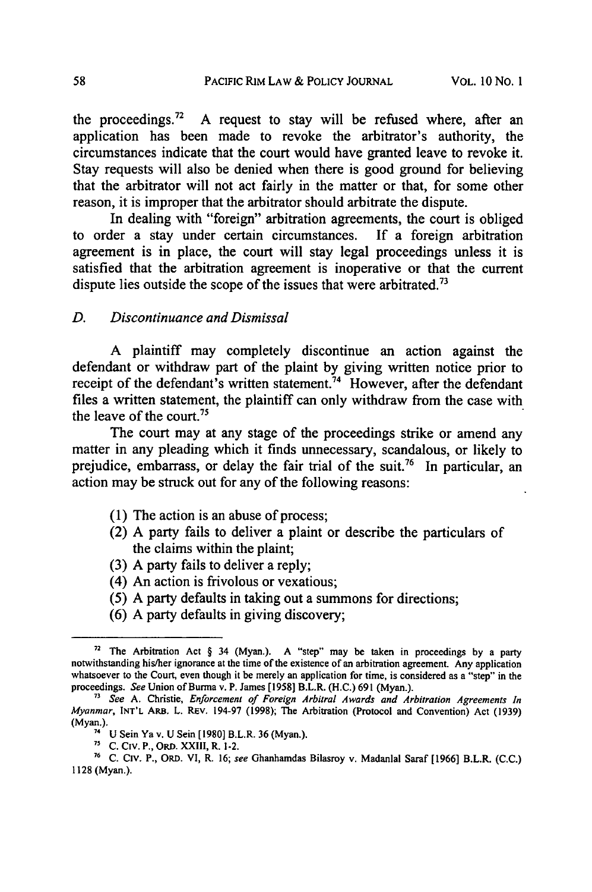the proceedings.[72] A request to stay will be refused where, after an application has been made to revoke the arbitrator's authority, the circumstances indicate that the court would have granted leave to revoke it. Stay requests will also be denied when there is good ground for believing that the arbitrator will not act fairly in the matter or that, for some other reason, it is improper that the arbitrator should arbitrate the dispute.

In dealing with "foreign" arbitration agreements, the court is obliged to order a stay under certain circumstances. If a foreign arbitration agreement is in place, the court will stay legal proceedings unless it is satisfied that the arbitration agreement is inoperative or that the current dispute lies outside the scope of the issues that were arbitrated.[73]

### *D. Discontinuance and Dismissal*

A plaintiff may completely discontinue an action against the defendant or withdraw part of the plaint by giving written notice prior to receipt of the defendant's written statement.[74] However, after the defendant files a written statement, the plaintiff can only withdraw from the case with the leave of the court.[75]

The court may at any stage of the proceedings strike or amend any matter in any pleading which it finds unnecessary, scandalous, or likely to prejudice, embarrass, or delay the fair trial of the suit.[76] In particular, an action may be struck out for any of the following reasons:

(1) The action is an abuse of process;
(2) A party fails to deliver a plaint or describe the particulars of the claims within the plaint;
(3) A party fails to deliver a reply;
(4) An action is frivolous or vexatious;
(5) A party defaults in taking out a summons for directions;
(6) A party defaults in giving discovery;

---

[72] The Arbitration Act § 34 (Myan.). A "step" may be taken in proceedings by a party notwithstanding his/her ignorance at the time of the existence of an arbitration agreement. Any application whatsoever to the Court, even though it be merely an application for time, is considered as a "step" in the proceedings. *See* Union of Burma v. P. James [1958] B.L.R. (H.C.) 691 (Myan.).

[73] *See* A. Christie, *Enforcement of Foreign Arbitral Awards and Arbitration Agreements In Myanmar*, INT'L ARB. L. REV. 194-97 (1998); The Arbitration (Protocol and Convention) Act (1939) (Myan.).

[74] U Sein Ya v. U Sein [1980] B.L.R. 36 (Myan.).

[75] C. CIV. P., ORD. XXIII, R. 1-2.

[76] C. CIV. P., ORD. VI, R. 16; *see* Ghanhamdas Bilasroy v. Madanlal Saraf [1966] B.L.R. (C.C.) 1128 (Myan.).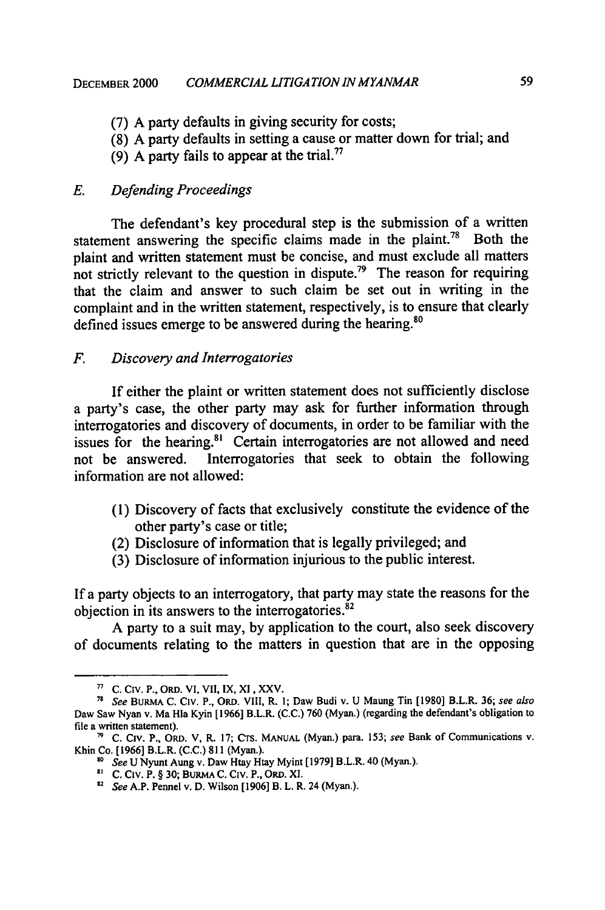(7) A party defaults in giving security for costs;
(8) A party defaults in setting a cause or matter down for trial; and
(9) A party fails to appear at the trial.[77]

### E. *Defending Proceedings*

The defendant's key procedural step is the submission of a written statement answering the specific claims made in the plaint.[78] Both the plaint and written statement must be concise, and must exclude all matters not strictly relevant to the question in dispute.[79] The reason for requiring that the claim and answer to such claim be set out in writing in the complaint and in the written statement, respectively, is to ensure that clearly defined issues emerge to be answered during the hearing.[80]

### F. *Discovery and Interrogatories*

If either the plaint or written statement does not sufficiently disclose a party's case, the other party may ask for further information through interrogatories and discovery of documents, in order to be familiar with the issues for the hearing.[81] Certain interrogatories are not allowed and need not be answered. Interrogatories that seek to obtain the following information are not allowed:

(1) Discovery of facts that exclusively constitute the evidence of the other party's case or title;
(2) Disclosure of information that is legally privileged; and
(3) Disclosure of information injurious to the public interest.

If a party objects to an interrogatory, that party may state the reasons for the objection in its answers to the interrogatories.[82]

A party to a suit may, by application to the court, also seek discovery of documents relating to the matters in question that are in the opposing

---

[77] C. CIV. P., ORD. VI, VII, IX, XI, XXV.

[78] *See* BURMA C. CIV. P., ORD. VIII, R. 1; Daw Budi v. U Maung Tin [1980] B.L.R. 36; *see also* Daw Saw Nyan v. Ma Hla Kyin [1966] B.L.R. (C.C.) 760 (Myan.) (regarding the defendant's obligation to file a written statement).

[79] C. CIV. P., ORD. V, R. 17; CTS. MANUAL (Myan.) para. 153; *see* Bank of Communications v. Khin Co. [1966] B.L.R. (C.C.) 811 (Myan.).

[80] *See* U Nyunt Aung v. Daw Htay Htay Myint [1979] B.L.R. 40 (Myan.).

[81] C. CIV. P. § 30; BURMA C. CIV. P., ORD. XI.

[82] *See* A.P. Pennel v. D. Wilson [1906] B. L. R. 24 (Myan.).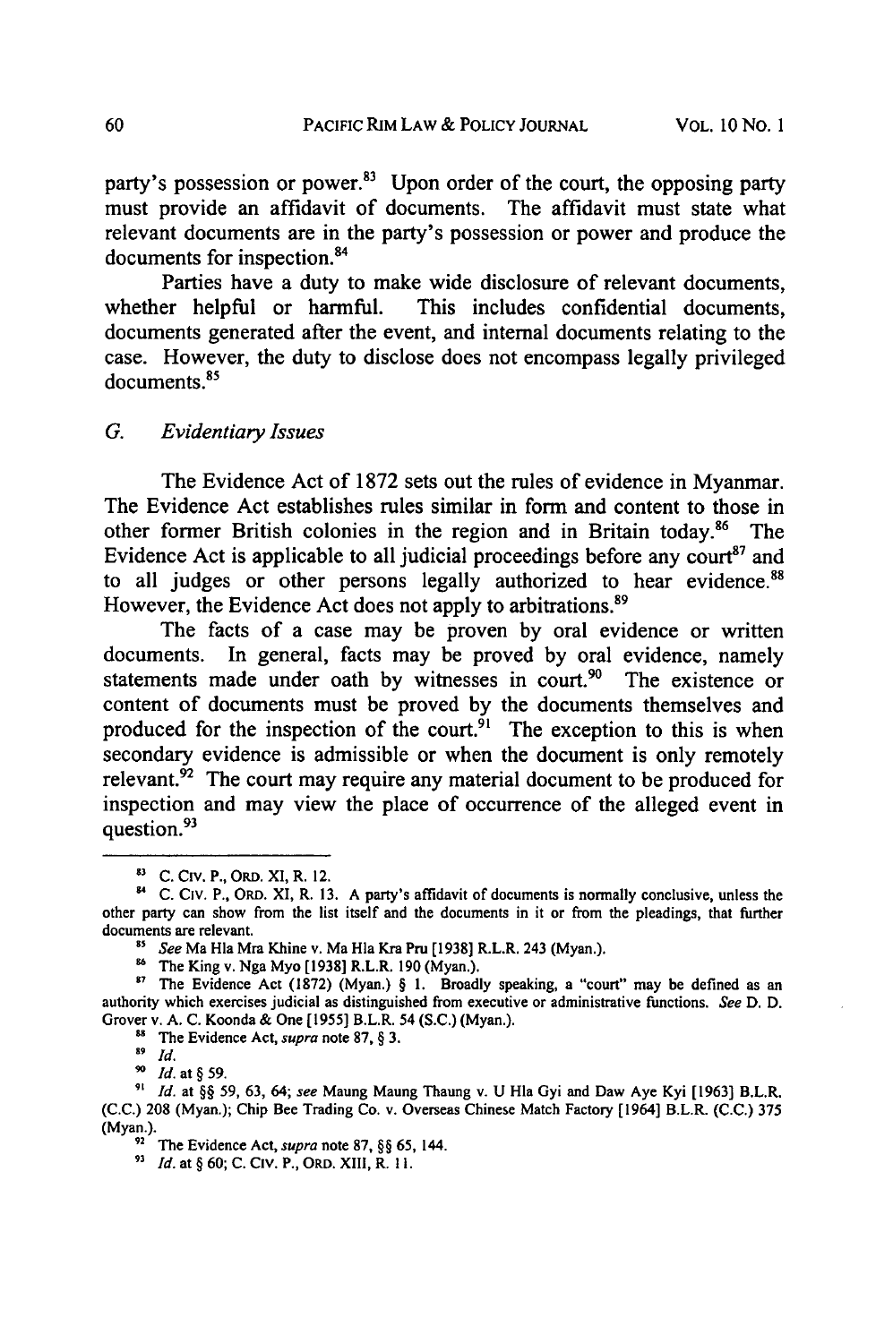party's possession or power.[83] Upon order of the court, the opposing party must provide an affidavit of documents. The affidavit must state what relevant documents are in the party's possession or power and produce the documents for inspection.[84]

Parties have a duty to make wide disclosure of relevant documents, whether helpful or harmful. This includes confidential documents, documents generated after the event, and internal documents relating to the case. However, the duty to disclose does not encompass legally privileged documents.[85]

### G. *Evidentiary Issues*

The Evidence Act of 1872 sets out the rules of evidence in Myanmar. The Evidence Act establishes rules similar in form and content to those in other former British colonies in the region and in Britain today.[86] The Evidence Act is applicable to all judicial proceedings before any court[87] and to all judges or other persons legally authorized to hear evidence.[88] However, the Evidence Act does not apply to arbitrations.[89]

The facts of a case may be proven by oral evidence or written documents. In general, facts may be proved by oral evidence, namely statements made under oath by witnesses in court.[90] The existence or content of documents must be proved by the documents themselves and produced for the inspection of the court.[91] The exception to this is when secondary evidence is admissible or when the document is only remotely relevant.[92] The court may require any material document to be produced for inspection and may view the place of occurrence of the alleged event in question.[93]

---

[83] C. CIV. P., ORD. XI, R. 12.

[84] C. CIV. P., ORD. XI, R. 13. A party's affidavit of documents is normally conclusive, unless the other party can show from the list itself and the documents in it or from the pleadings, that further documents are relevant.

[85] *See* Ma Hla Mra Khine v. Ma Hla Kra Pru [1938] R.L.R. 243 (Myan.).

[86] The King v. Nga Myo [1938] R.L.R. 190 (Myan.).

[87] The Evidence Act (1872) (Myan.) § 1. Broadly speaking, a "court" may be defined as an authority which exercises judicial as distinguished from executive or administrative functions. *See* D. D. Grover v. A. C. Koonda & One [1955] B.L.R. 54 (S.C.) (Myan.).

[88] The Evidence Act, *supra* note 87, § 3.

[89] *Id.*

[90] *Id.* at § 59.

[91] *Id.* at §§ 59, 63, 64; *see* Maung Maung Thaung v. U Hla Gyi and Daw Aye Kyi [1963] B.L.R. (C.C.) 208 (Myan.); Chip Bee Trading Co. v. Overseas Chinese Match Factory [1964] B.L.R. (C.C.) 375 (Myan.).

[92] The Evidence Act, *supra* note 87, §§ 65, 144.

[93] *Id.* at § 60; C. CIV. P., ORD. XIII, R. 11.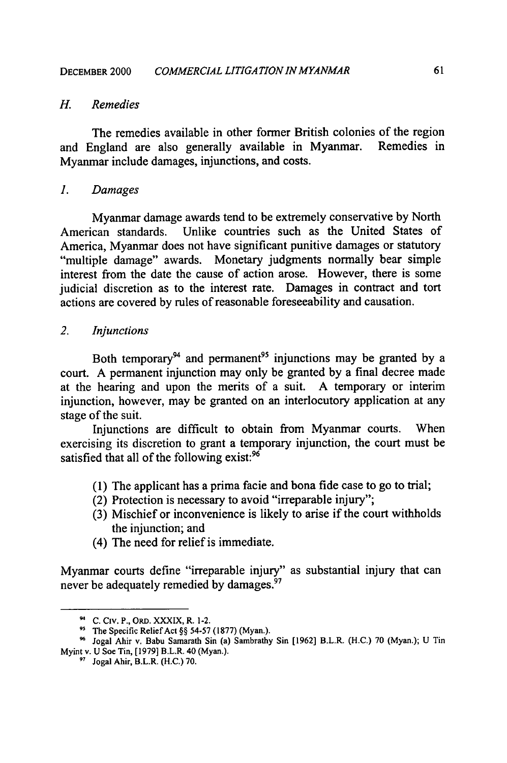### *H. Remedies*

The remedies available in other former British colonies of the region and England are also generally available in Myanmar. Remedies in Myanmar include damages, injunctions, and costs.

#### *1. Damages*

Myanmar damage awards tend to be extremely conservative by North American standards. Unlike countries such as the United States of America, Myanmar does not have significant punitive damages or statutory "multiple damage" awards. Monetary judgments normally bear simple interest from the date the cause of action arose. However, there is some judicial discretion as to the interest rate. Damages in contract and tort actions are covered by rules of reasonable foreseeability and causation.

#### *2. Injunctions*

Both temporary[94] and permanent[95] injunctions may be granted by a court. A permanent injunction may only be granted by a final decree made at the hearing and upon the merits of a suit. A temporary or interim injunction, however, may be granted on an interlocutory application at any stage of the suit.

Injunctions are difficult to obtain from Myanmar courts. When exercising its discretion to grant a temporary injunction, the court must be satisfied that all of the following exist:[96]

(1) The applicant has a prima facie and bona fide case to go to trial;
(2) Protection is necessary to avoid "irreparable injury";
(3) Mischief or inconvenience is likely to arise if the court withholds the injunction; and
(4) The need for relief is immediate.

Myanmar courts define "irreparable injury" as substantial injury that can never be adequately remedied by damages.[97]

---

[94] C. CIV. P., ORD. XXXIX, R. 1-2.

[95] The Specific Relief Act §§ 54-57 (1877) (Myan.).

[96] Jogal Ahir v. Babu Samarath Sin (a) Sambrathy Sin [1962] B.L.R. (H.C.) 70 (Myan.); U Tin Myint v. U Soe Tin, [1979] B.L.R. 40 (Myan.).

[97] Jogal Ahir, B.L.R. (H.C.) 70.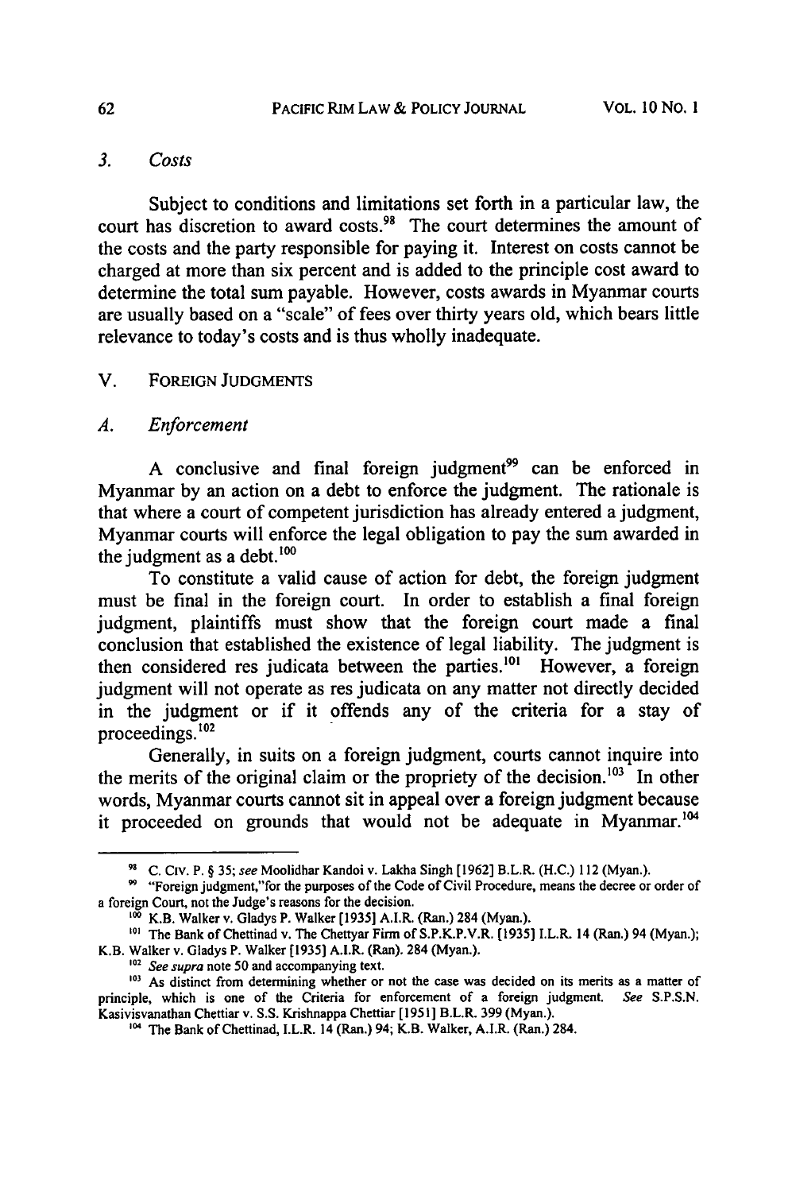### 3. *Costs*

Subject to conditions and limitations set forth in a particular law, the court has discretion to award costs.[98] The court determines the amount of the costs and the party responsible for paying it. Interest on costs cannot be charged at more than six percent and is added to the principle cost award to determine the total sum payable. However, costs awards in Myanmar courts are usually based on a "scale" of fees over thirty years old, which bears little relevance to today's costs and is thus wholly inadequate.

## V. FOREIGN JUDGMENTS

### *A. Enforcement*

A conclusive and final foreign judgment[99] can be enforced in Myanmar by an action on a debt to enforce the judgment. The rationale is that where a court of competent jurisdiction has already entered a judgment, Myanmar courts will enforce the legal obligation to pay the sum awarded in the judgment as a debt.[100]

To constitute a valid cause of action for debt, the foreign judgment must be final in the foreign court. In order to establish a final foreign judgment, plaintiffs must show that the foreign court made a final conclusion that established the existence of legal liability. The judgment is then considered res judicata between the parties.[101] However, a foreign judgment will not operate as res judicata on any matter not directly decided in the judgment or if it offends any of the criteria for a stay of proceedings.[102]

Generally, in suits on a foreign judgment, courts cannot inquire into the merits of the original claim or the propriety of the decision.[103] In other words, Myanmar courts cannot sit in appeal over a foreign judgment because it proceeded on grounds that would not be adequate in Myanmar.[104]

---

[98] C. CIV. P. § 35; *see* Moolidhar Kandoi v. Lakha Singh [1962] B.L.R. (H.C.) 112 (Myan.).

[99] "Foreign judgment,"for the purposes of the Code of Civil Procedure, means the decree or order of a foreign Court, not the Judge's reasons for the decision.

[100] K.B. Walker v. Gladys P. Walker [1935] A.I.R. (Ran.) 284 (Myan.).

[101] The Bank of Chettinad v. The Chettyar Firm of S.P.K.P.V.R. [1935] I.L.R. 14 (Ran.) 94 (Myan.); K.B. Walker v. Gladys P. Walker [1935] A.I.R. (Ran). 284 (Myan.).

[102] *See supra* note 50 and accompanying text.

[103] As distinct from determining whether or not the case was decided on its merits as a matter of principle, which is one of the Criteria for enforcement of a foreign judgment. *See* S.P.S.N. Kasivisvanathan Chettiar v. S.S. Krishnappa Chettiar [1951] B.L.R. 399 (Myan.).

[104] The Bank of Chettinad, I.L.R. 14 (Ran.) 94; K.B. Walker, A.I.R. (Ran.) 284.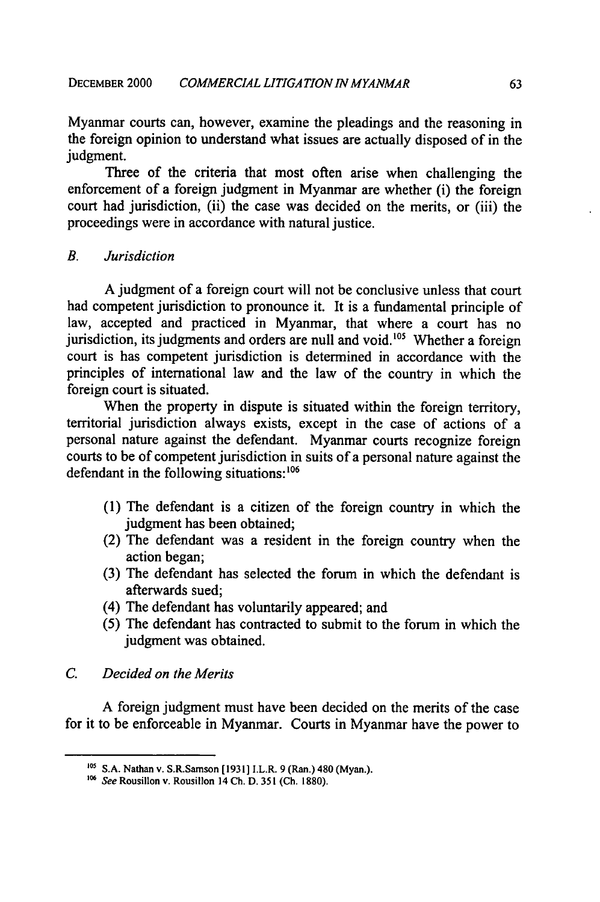Myanmar courts can, however, examine the pleadings and the reasoning in the foreign opinion to understand what issues are actually disposed of in the judgment.

Three of the criteria that most often arise when challenging the enforcement of a foreign judgment in Myanmar are whether (i) the foreign court had jurisdiction, (ii) the case was decided on the merits, or (iii) the proceedings were in accordance with natural justice.

### *B. Jurisdiction*

A judgment of a foreign court will not be conclusive unless that court had competent jurisdiction to pronounce it. It is a fundamental principle of law, accepted and practiced in Myanmar, that where a court has no jurisdiction, its judgments and orders are null and void.[105] Whether a foreign court is has competent jurisdiction is determined in accordance with the principles of international law and the law of the country in which the foreign court is situated.

When the property in dispute is situated within the foreign territory, territorial jurisdiction always exists, except in the case of actions of a personal nature against the defendant. Myanmar courts recognize foreign courts to be of competent jurisdiction in suits of a personal nature against the defendant in the following situations:[106]

(1) The defendant is a citizen of the foreign country in which the judgment has been obtained;
(2) The defendant was a resident in the foreign country when the action began;
(3) The defendant has selected the forum in which the defendant is afterwards sued;
(4) The defendant has voluntarily appeared; and
(5) The defendant has contracted to submit to the forum in which the judgment was obtained.

### *C. Decided on the Merits*

A foreign judgment must have been decided on the merits of the case for it to be enforceable in Myanmar. Courts in Myanmar have the power to

---

[105] S.A. Nathan v. S.R.Samson [1931] I.L.R. 9 (Ran.) 480 (Myan.).

[106] *See* Rousillon v. Rousillon 14 Ch. D. 351 (Ch. 1880).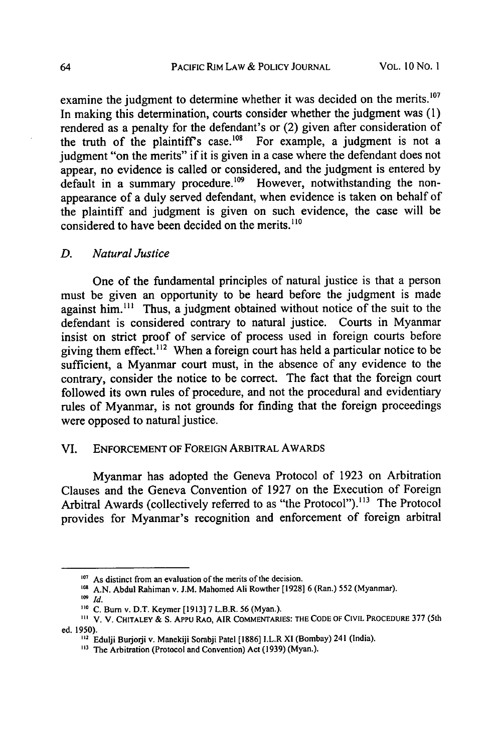examine the judgment to determine whether it was decided on the merits.[107] In making this determination, courts consider whether the judgment was (1) rendered as a penalty for the defendant's or (2) given after consideration of the truth of the plaintiff's case.[108] For example, a judgment is not a judgment "on the merits" if it is given in a case where the defendant does not appear, no evidence is called or considered, and the judgment is entered by default in a summary procedure.[109] However, notwithstanding the non-appearance of a duly served defendant, when evidence is taken on behalf of the plaintiff and judgment is given on such evidence, the case will be considered to have been decided on the merits.[110]

### D. *Natural Justice*

One of the fundamental principles of natural justice is that a person must be given an opportunity to be heard before the judgment is made against him.[111] Thus, a judgment obtained without notice of the suit to the defendant is considered contrary to natural justice. Courts in Myanmar insist on strict proof of service of process used in foreign courts before giving them effect.[112] When a foreign court has held a particular notice to be sufficient, a Myanmar court must, in the absence of any evidence to the contrary, consider the notice to be correct. The fact that the foreign court followed its own rules of procedure, and not the procedural and evidentiary rules of Myanmar, is not grounds for finding that the foreign proceedings were opposed to natural justice.

## VI. ENFORCEMENT OF FOREIGN ARBITRAL AWARDS

Myanmar has adopted the Geneva Protocol of 1923 on Arbitration Clauses and the Geneva Convention of 1927 on the Execution of Foreign Arbitral Awards (collectively referred to as "the Protocol").[113] The Protocol provides for Myanmar's recognition and enforcement of foreign arbitral

---

[107] As distinct from an evaluation of the merits of the decision.

[108] A.N. Abdul Rahiman v. J.M. Mahomed Ali Rowther [1928] 6 (Ran.) 552 (Myanmar).

[109] *Id.*

[110] C. Burn v. D.T. Keymer [1913] 7 L.B.R. 56 (Myan.).

[111] V. V. CHITALEY & S. APPU RAO, AIR COMMENTARIES: THE CODE OF CIVIL PROCEDURE 377 (5th ed. 1950).

[112] Edulji Burjorji v. Manekiji Sorabji Patel [1886] I.L.R XI (Bombay) 241 (India).

[113] The Arbitration (Protocol and Convention) Act (1939) (Myan.).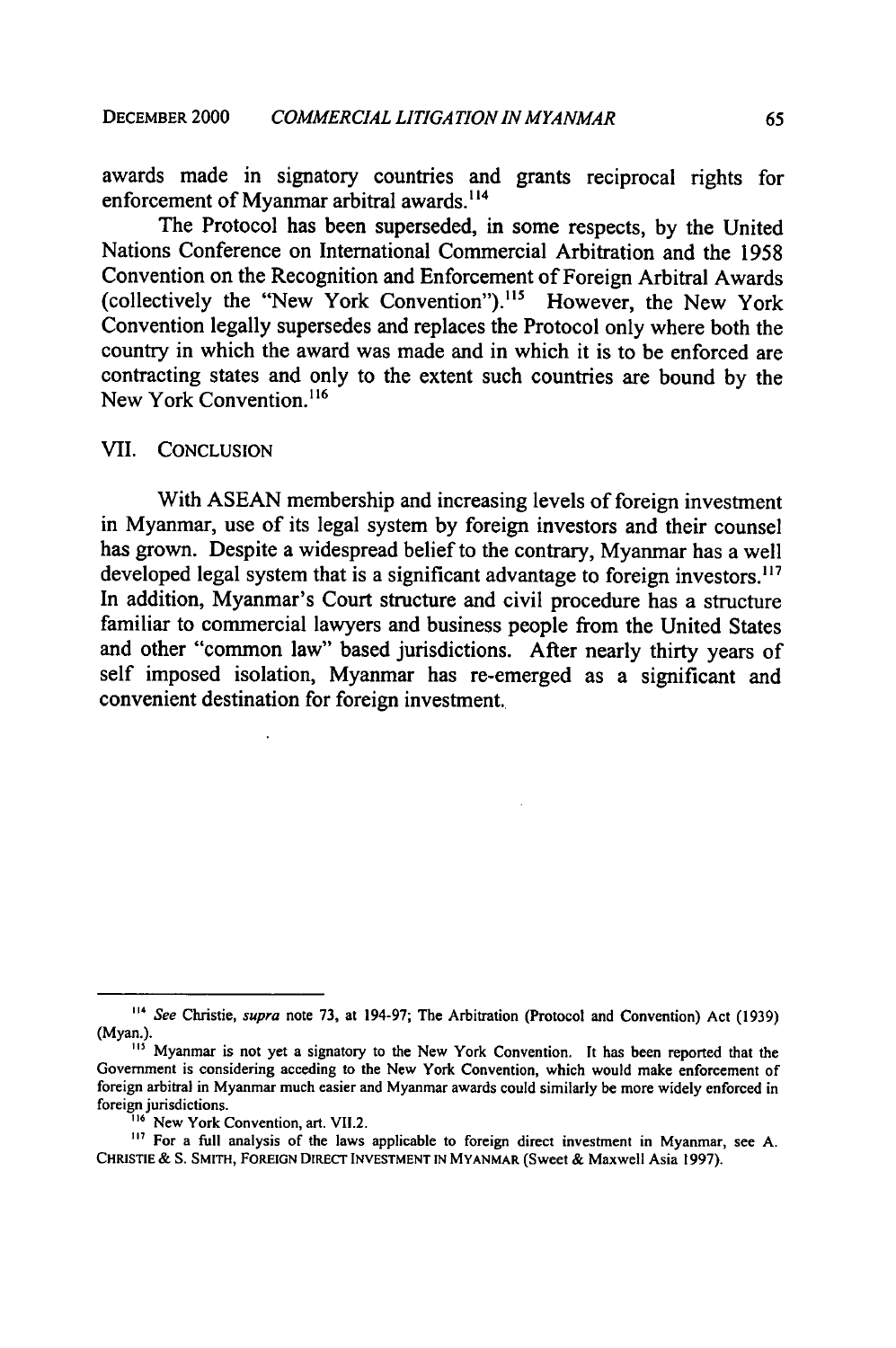awards made in signatory countries and grants reciprocal rights for enforcement of Myanmar arbitral awards.[114]

The Protocol has been superseded, in some respects, by the United Nations Conference on International Commercial Arbitration and the 1958 Convention on the Recognition and Enforcement of Foreign Arbitral Awards (collectively the "New York Convention").[115] However, the New York Convention legally supersedes and replaces the Protocol only where both the country in which the award was made and in which it is to be enforced are contracting states and only to the extent such countries are bound by the New York Convention.[116]

## VII. CONCLUSION

With ASEAN membership and increasing levels of foreign investment in Myanmar, use of its legal system by foreign investors and their counsel has grown. Despite a widespread belief to the contrary, Myanmar has a well developed legal system that is a significant advantage to foreign investors.[117] In addition, Myanmar's Court structure and civil procedure has a structure familiar to commercial lawyers and business people from the United States and other "common law" based jurisdictions. After nearly thirty years of self imposed isolation, Myanmar has re-emerged as a significant and convenient destination for foreign investment.

---

[114] *See* Christie, *supra* note 73, at 194-97; The Arbitration (Protocol and Convention) Act (1939) (Myan.).

[115] Myanmar is not yet a signatory to the New York Convention. It has been reported that the Government is considering acceding to the New York Convention, which would make enforcement of foreign arbitral in Myanmar much easier and Myanmar awards could similarly be more widely enforced in foreign jurisdictions.

[116] New York Convention, art. VII.2.

[117] For a full analysis of the laws applicable to foreign direct investment in Myanmar, see A. CHRISTIE & S. SMITH, FOREIGN DIRECT INVESTMENT IN MYANMAR (Sweet & Maxwell Asia 1997).